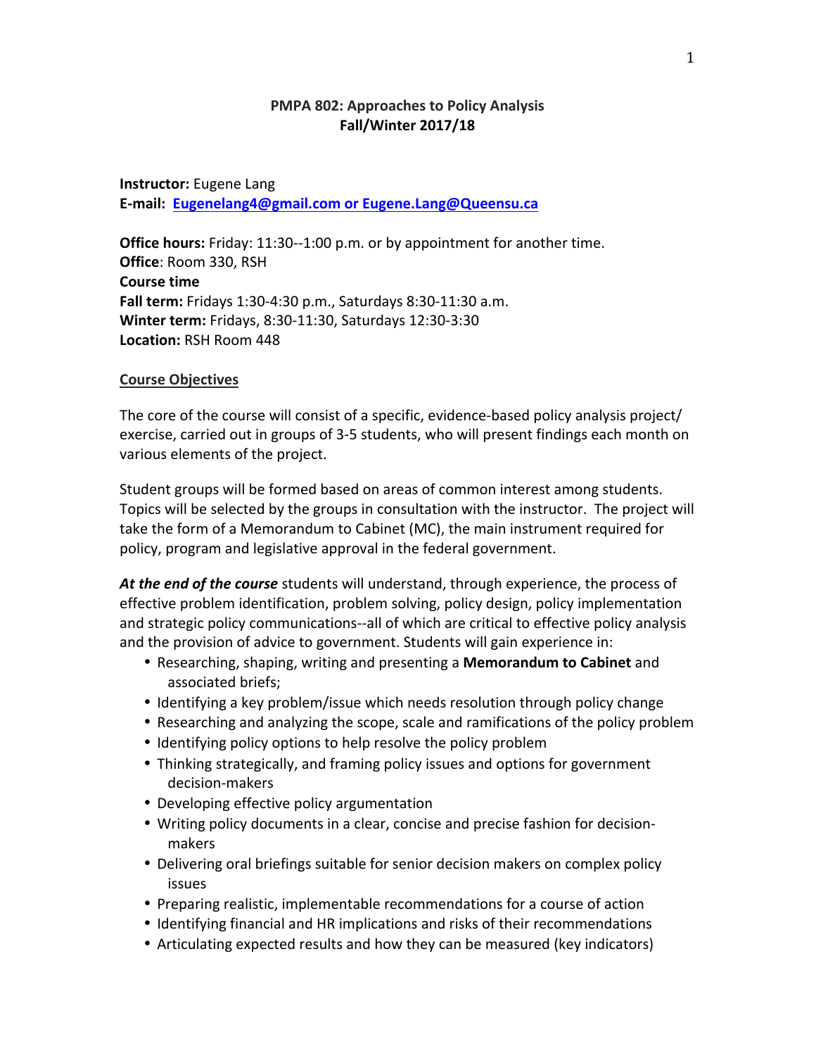# PMPA 802: Approaches to Policy Analysis
## Fall/Winter 2017/18

**Instructor:** Eugene Lang
**E-mail:** Eugenelang4@gmail.com or Eugene.Lang@Queensu.ca

**Office hours:** Friday: 11:30--1:00 p.m. or by appointment for another time.
**Office**: Room 330, RSH
**Course time**
**Fall term:** Fridays 1:30-4:30 p.m., Saturdays 8:30-11:30 a.m.
**Winter term:** Fridays, 8:30-11:30, Saturdays 12:30-3:30
**Location:** RSH Room 448

### Course Objectives

The core of the course will consist of a specific, evidence-based policy analysis project/ exercise, carried out in groups of 3-5 students, who will present findings each month on various elements of the project.

Student groups will be formed based on areas of common interest among students. Topics will be selected by the groups in consultation with the instructor. The project will take the form of a Memorandum to Cabinet (MC), the main instrument required for policy, program and legislative approval in the federal government.

***At the end of the course*** students will understand, through experience, the process of effective problem identification, problem solving, policy design, policy implementation and strategic policy communications--all of which are critical to effective policy analysis and the provision of advice to government. Students will gain experience in:

- Researching, shaping, writing and presenting a **Memorandum to Cabinet** and associated briefs;
- Identifying a key problem/issue which needs resolution through policy change
- Researching and analyzing the scope, scale and ramifications of the policy problem
- Identifying policy options to help resolve the policy problem
- Thinking strategically, and framing policy issues and options for government decision-makers
- Developing effective policy argumentation
- Writing policy documents in a clear, concise and precise fashion for decision-makers
- Delivering oral briefings suitable for senior decision makers on complex policy issues
- Preparing realistic, implementable recommendations for a course of action
- Identifying financial and HR implications and risks of their recommendations
- Articulating expected results and how they can be measured (key indicators)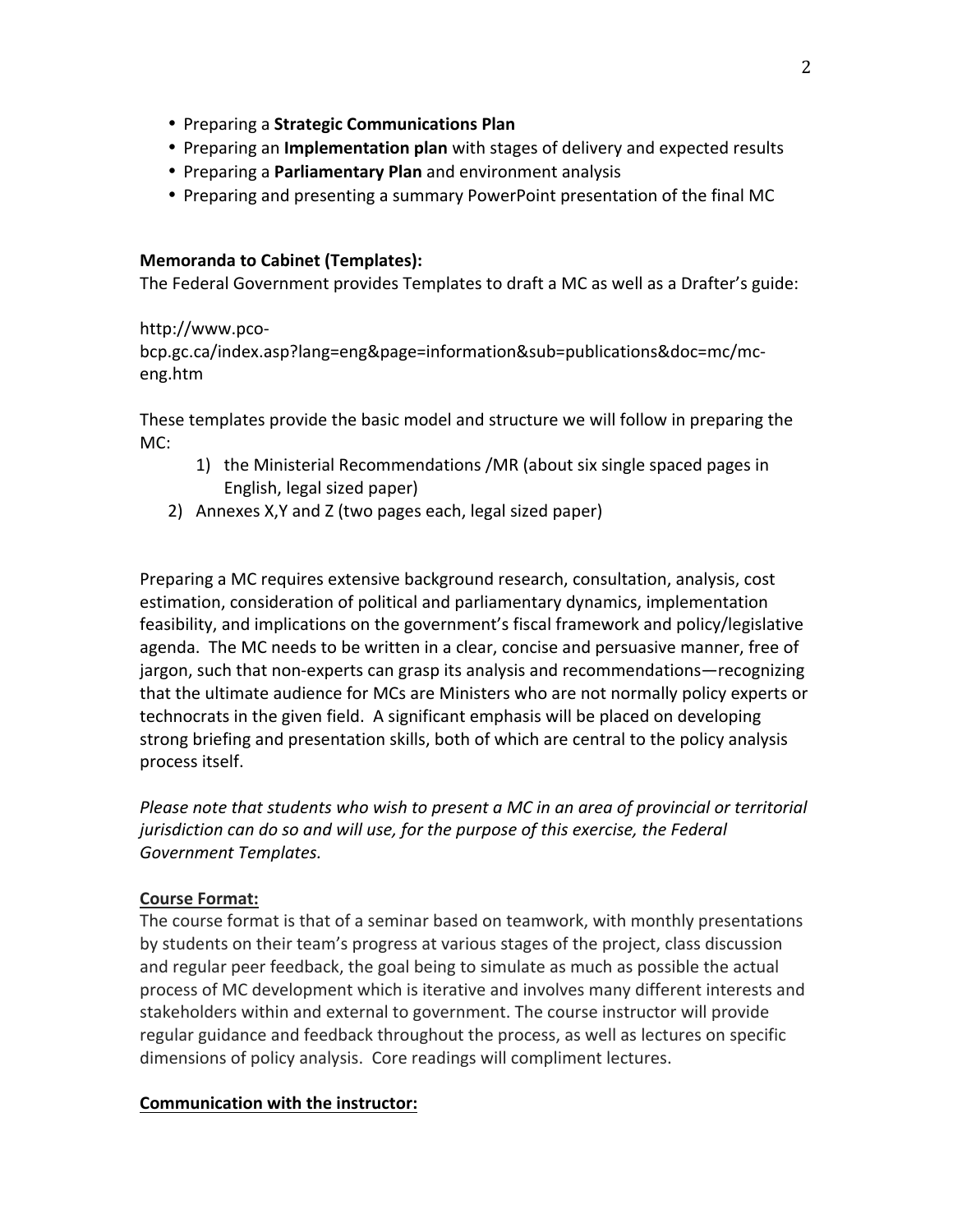- Preparing a **Strategic Communications Plan**
- Preparing an **Implementation plan** with stages of delivery and expected results
- Preparing a **Parliamentary Plan** and environment analysis
- Preparing and presenting a summary PowerPoint presentation of the final MC

**Memoranda to Cabinet (Templates):**
The Federal Government provides Templates to draft a MC as well as a Drafter's guide:

http://www.pco-bcp.gc.ca/index.asp?lang=eng&page=information&sub=publications&doc=mc/mc-eng.htm

These templates provide the basic model and structure we will follow in preparing the MC:

1) the Ministerial Recommendations /MR (about six single spaced pages in English, legal sized paper)
2) Annexes X,Y and Z (two pages each, legal sized paper)

Preparing a MC requires extensive background research, consultation, analysis, cost estimation, consideration of political and parliamentary dynamics, implementation feasibility, and implications on the government's fiscal framework and policy/legislative agenda. The MC needs to be written in a clear, concise and persuasive manner, free of jargon, such that non-experts can grasp its analysis and recommendations—recognizing that the ultimate audience for MCs are Ministers who are not normally policy experts or technocrats in the given field. A significant emphasis will be placed on developing strong briefing and presentation skills, both of which are central to the policy analysis process itself.

*Please note that students who wish to present a MC in an area of provincial or territorial jurisdiction can do so and will use, for the purpose of this exercise, the Federal Government Templates.*

**Course Format:**
The course format is that of a seminar based on teamwork, with monthly presentations by students on their team's progress at various stages of the project, class discussion and regular peer feedback, the goal being to simulate as much as possible the actual process of MC development which is iterative and involves many different interests and stakeholders within and external to government. The course instructor will provide regular guidance and feedback throughout the process, as well as lectures on specific dimensions of policy analysis. Core readings will compliment lectures.

**Communication with the instructor:**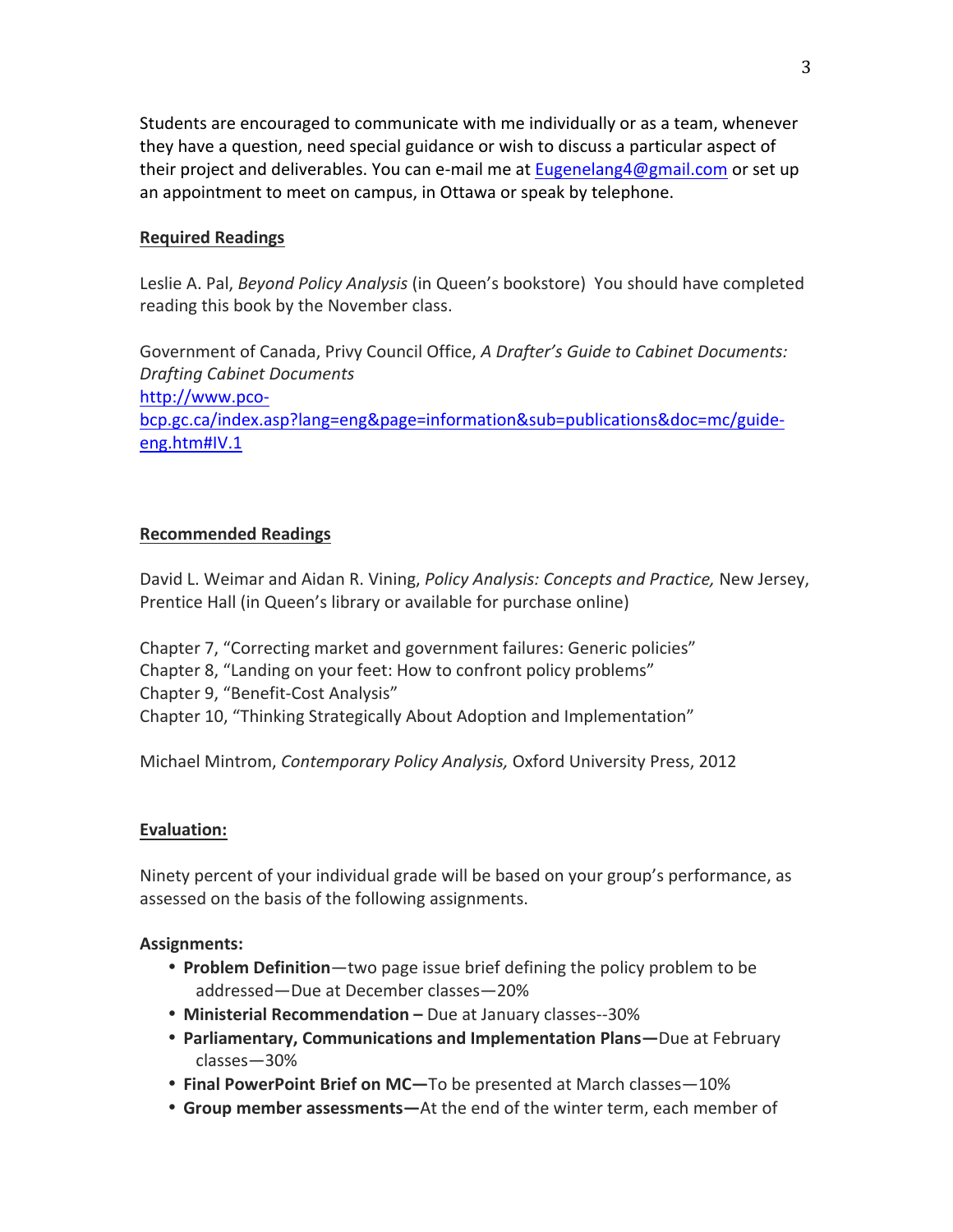Students are encouraged to communicate with me individually or as a team, whenever they have a question, need special guidance or wish to discuss a particular aspect of their project and deliverables. You can e-mail me at Eugenelang4@gmail.com or set up an appointment to meet on campus, in Ottawa or speak by telephone.

**Required Readings**

Leslie A. Pal, *Beyond Policy Analysis* (in Queen's bookstore) You should have completed reading this book by the November class.

Government of Canada, Privy Council Office, *A Drafter's Guide to Cabinet Documents: Drafting Cabinet Documents*
http://www.pco-bcp.gc.ca/index.asp?lang=eng&page=information&sub=publications&doc=mc/guide-eng.htm#IV.1

**Recommended Readings**

David L. Weimar and Aidan R. Vining, *Policy Analysis: Concepts and Practice,* New Jersey, Prentice Hall (in Queen's library or available for purchase online)

Chapter 7, "Correcting market and government failures: Generic policies"
Chapter 8, "Landing on your feet: How to confront policy problems"
Chapter 9, "Benefit-Cost Analysis"
Chapter 10, "Thinking Strategically About Adoption and Implementation"

Michael Mintrom, *Contemporary Policy Analysis,* Oxford University Press, 2012

**Evaluation:**

Ninety percent of your individual grade will be based on your group's performance, as assessed on the basis of the following assignments.

**Assignments:**

- **Problem Definition**—two page issue brief defining the policy problem to be addressed—Due at December classes—20%
- **Ministerial Recommendation –** Due at January classes--30%
- **Parliamentary, Communications and Implementation Plans—**Due at February classes—30%
- **Final PowerPoint Brief on MC—**To be presented at March classes—10%
- **Group member assessments—**At the end of the winter term, each member of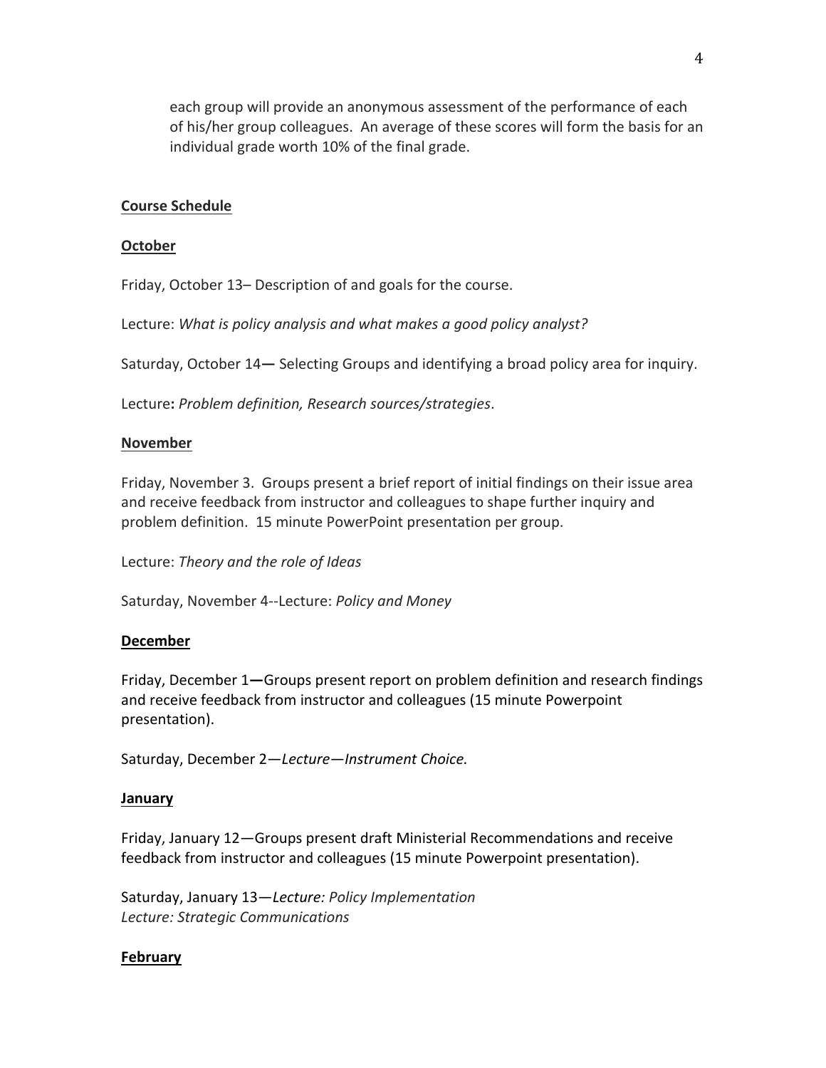each group will provide an anonymous assessment of the performance of each of his/her group colleagues. An average of these scores will form the basis for an individual grade worth 10% of the final grade.

**Course Schedule**

**October**

Friday, October 13– Description of and goals for the course.

Lecture: *What is policy analysis and what makes a good policy analyst?*

Saturday, October 14— Selecting Groups and identifying a broad policy area for inquiry.

Lecture**:** *Problem definition, Research sources/strategies*.

**November**

Friday, November 3. Groups present a brief report of initial findings on their issue area and receive feedback from instructor and colleagues to shape further inquiry and problem definition. 15 minute PowerPoint presentation per group.

Lecture: *Theory and the role of Ideas*

Saturday, November 4--Lecture: *Policy and Money*

**December**

Friday, December 1—Groups present report on problem definition and research findings and receive feedback from instructor and colleagues (15 minute Powerpoint presentation).

Saturday, December 2—*Lecture—Instrument Choice.*

**January**

Friday, January 12—Groups present draft Ministerial Recommendations and receive feedback from instructor and colleagues (15 minute Powerpoint presentation).

Saturday, January 13—*Lecture: Policy Implementation*
*Lecture: Strategic Communications*

**February**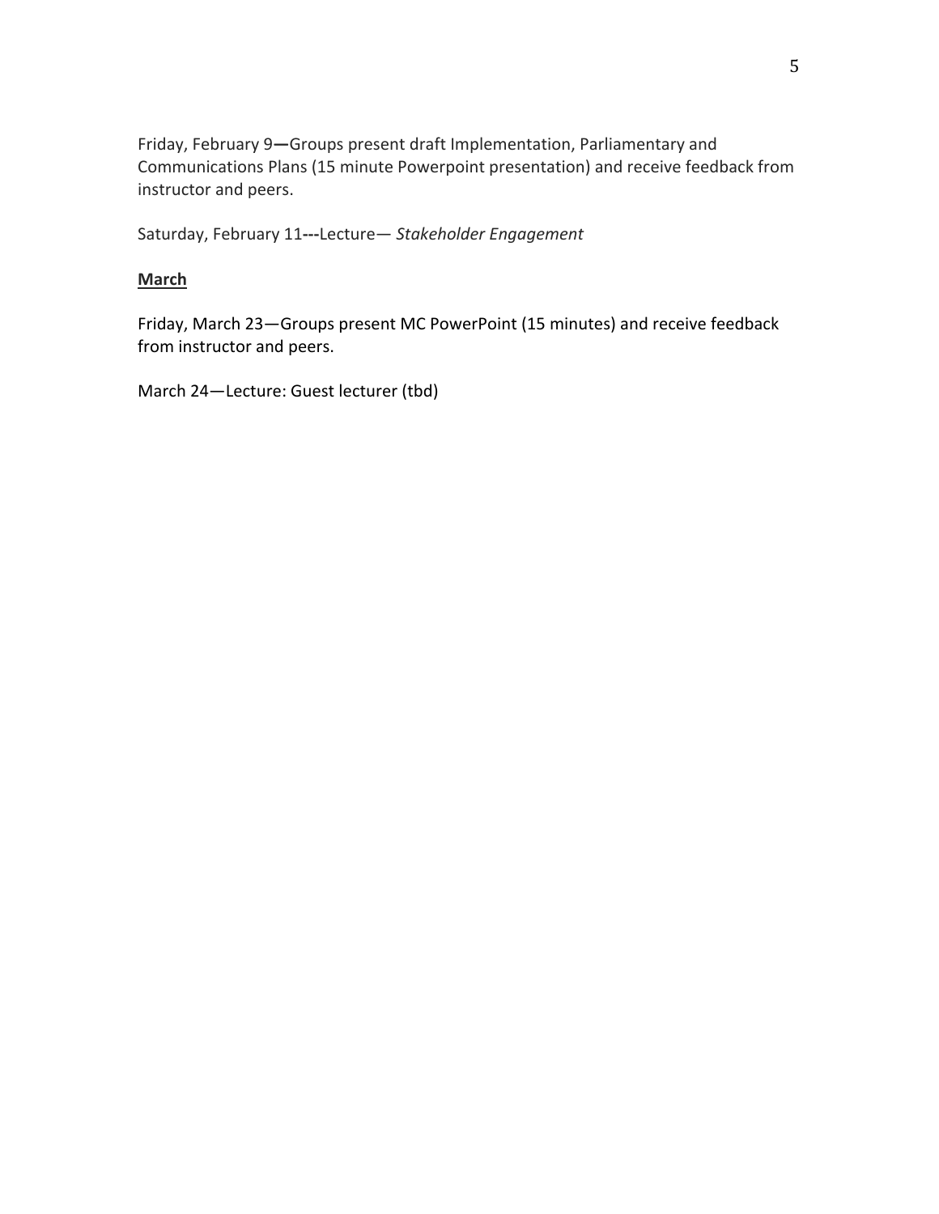Friday, February 9**—**Groups present draft Implementation, Parliamentary and Communications Plans (15 minute Powerpoint presentation) and receive feedback from instructor and peers.

Saturday, February 11**---**Lecture— *Stakeholder Engagement*

**March**

Friday, March 23—Groups present MC PowerPoint (15 minutes) and receive feedback from instructor and peers.

March 24—Lecture: Guest lecturer (tbd)